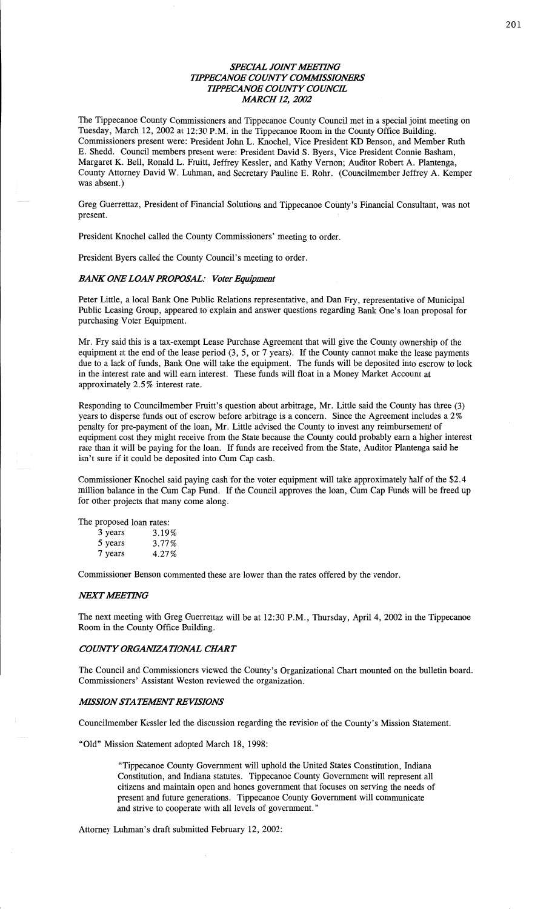# *SPECIAL JOINT MEETING*
# *TIPPECANOE COUNTY COMMISSIONERS*
# *TIPPECANOE COUNTY COUNCIL*
# *MARCH 12, 2002*

The Tippecanoe County Commissioners and Tippecanoe County Council met in a special joint meeting on Tuesday, March 12, 2002 at 12:30 P.M. in the Tippecanoe Room in the County Office Building. Commissioners present were: President John L. Knochel, Vice President KD Benson, and Member Ruth E. Shedd. Council members present were: President David S. Byers, Vice President Connie Basham, Margaret K. Bell, Ronald L. Fruitt, Jeffrey Kessler, and Kathy Vernon; Auditor Robert A. Plantenga, County Attorney David W. Luhman, and Secretary Pauline E. Rohr. (Councilmember Jeffrey A. Kemper was absent.)

Greg Guerrettaz, President of Financial Solutions and Tippecanoe County's Financial Consultant, was not present.

President Knochel called the County Commissioners' meeting to order.

President Byers called the County Council's meeting to order.

### *BANK ONE LOAN PROPOSAL: Voter Equipment*

Peter Little, a local Bank One Public Relations representative, and Dan Fry, representative of Municipal Public Leasing Group, appeared to explain and answer questions regarding Bank One's loan proposal for purchasing Voter Equipment.

Mr. Fry said this is a tax-exempt Lease Purchase Agreement that will give the County ownership of the equipment at the end of the lease period (3, 5, or 7 years). If the County cannot make the lease payments due to a lack of funds, Bank One will take the equipment. The funds will be deposited into escrow to lock in the interest rate and will earn interest. These funds will float in a Money Market Account at approximately 2.5% interest rate.

Responding to Councilmember Fruitt's question about arbitrage, Mr. Little said the County has three (3) years to disperse funds out of escrow before arbitrage is a concern. Since the Agreement includes a 2% penalty for pre-payment of the loan, Mr. Little advised the County to invest any reimbursement of equipment cost they might receive from the State because the County could probably earn a higher interest rate than it will be paying for the loan. If funds are received from the State, Auditor Plantenga said he isn't sure if it could be deposited into Cum Cap cash.

Commissioner Knochel said paying cash for the voter equipment will take approximately half of the $2.4 million balance in the Cum Cap Fund. If the Council approves the loan, Cum Cap Funds will be freed up for other projects that many come along.

The proposed loan rates:

| | |
|---|---|
| 3 years | 3.19% |
| 5 years | 3.77% |
| 7 years | 4.27% |

Commissioner Benson commented these are lower than the rates offered by the vendor.

### *NEXT MEETING*

The next meeting with Greg Guerrettaz will be at 12:30 P.M., Thursday, April 4, 2002 in the Tippecanoe Room in the County Office Building.

### *COUNTY ORGANIZATIONAL CHART*

The Council and Commissioners viewed the County's Organizational Chart mounted on the bulletin board. Commissioners' Assistant Weston reviewed the organization.

### *MISSION STATEMENT REVISIONS*

Councilmember Kessler led the discussion regarding the revision of the County's Mission Statement.

"Old" Mission Statement adopted March 18, 1998:

> "Tippecanoe County Government will uphold the United States Constitution, Indiana Constitution, and Indiana statutes. Tippecanoe County Government will represent all citizens and maintain open and hones government that focuses on serving the needs of present and future generations. Tippecanoe County Government will communicate and strive to cooperate with all levels of government."

Attorney Luhman's draft submitted February 12, 2002: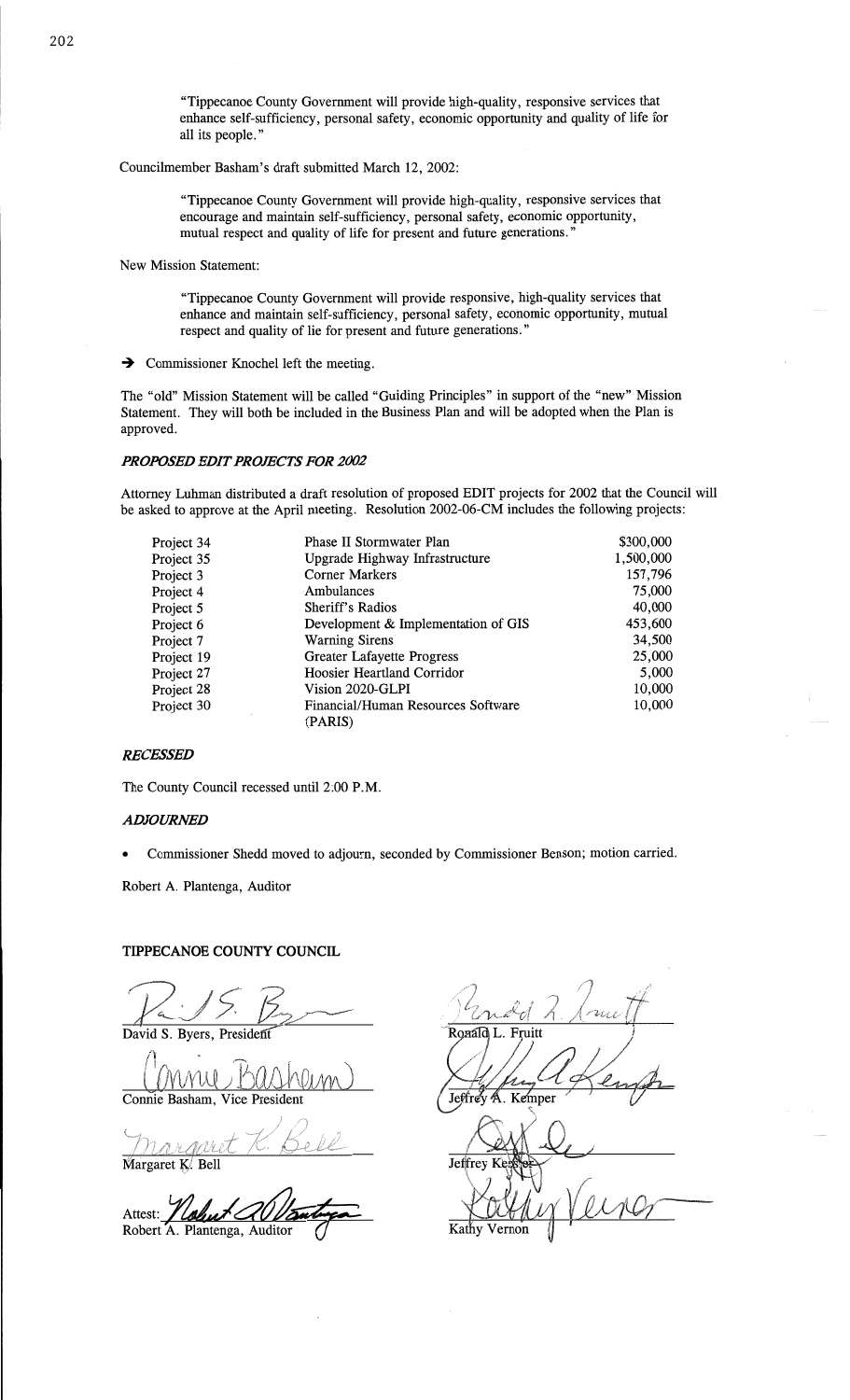"Tippecanoe County Government will provide high-quality, responsive services that enhance self-sufficiency, personal safety, economic opportunity and quality of life for all its people."

Councilmember Basham's draft submitted March 12, 2002:

"Tippecanoe County Government will provide high-quality, responsive services that encourage and maintain self-sufficiency, personal safety, economic opportunity, mutual respect and quality of life for present and future generations."

New Mission Statement:

"Tippecanoe County Government will provide responsive, high-quality services that enhance and maintain self-sufficiency, personal safety, economic opportunity, mutual respect and quality of lie for present and future generations."

→ Commissioner Knochel left the meeting.

The "old" Mission Statement will be called "Guiding Principles" in support of the "new" Mission Statement. They will both be included in the Business Plan and will be adopted when the Plan is approved.

### *PROPOSED EDIT PROJECTS FOR 2002*

Attorney Luhman distributed a draft resolution of proposed EDIT projects for 2002 that the Council will be asked to approve at the April meeting. Resolution 2002-06-CM includes the following projects:

| | | |
|---|---|---|
| Project 34 | Phase II Stormwater Plan | \$300,000 |
| Project 35 | Upgrade Highway Infrastructure | 1,500,000 |
| Project 3 | Corner Markers | 157,796 |
| Project 4 | Ambulances | 75,000 |
| Project 5 | Sheriff's Radios | 40,000 |
| Project 6 | Development & Implementation of GIS | 453,600 |
| Project 7 | Warning Sirens | 34,500 |
| Project 19 | Greater Lafayette Progress | 25,000 |
| Project 27 | Hoosier Heartland Corridor | 5,000 |
| Project 28 | Vision 2020-GLPI | 10,000 |
| Project 30 | Financial/Human Resources Software (PARIS) | 10,000 |

### *RECESSED*

The County Council recessed until 2:00 P.M.

### *ADJOURNED*

- Commissioner Shedd moved to adjourn, seconded by Commissioner Benson; motion carried.

Robert A. Plantenga, Auditor

**TIPPECANOE COUNTY COUNCIL**

David S. Byers, President

Connie Basham, Vice President

Margaret K. Bell

Attest:
Robert A. Plantenga, Auditor

Ronald L. Fruitt

Jeffrey A. Kemper

Jeffrey Kessler

Kathy Vernon